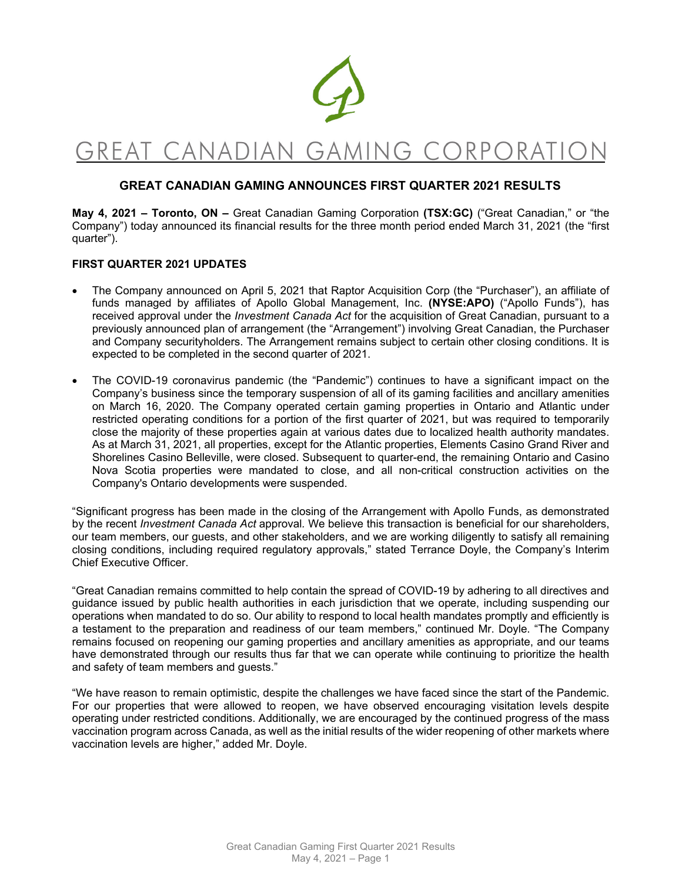# GREAT CANADIAN GAMING CORPORATION

## GREAT CANADIAN GAMING ANNOUNCES FIRST QUARTER 2021 RESULTS

**May 4, 2021 – Toronto, ON –** Great Canadian Gaming Corporation **(TSX:GC)** ("Great Canadian," or "the Company") today announced its financial results for the three month period ended March 31, 2021 (the "first quarter").

### FIRST QUARTER 2021 UPDATES

- The Company announced on April 5, 2021 that Raptor Acquisition Corp (the "Purchaser"), an affiliate of funds managed by affiliates of Apollo Global Management, Inc. **(NYSE:APO)** ("Apollo Funds"), has received approval under the *Investment Canada Act* for the acquisition of Great Canadian, pursuant to a previously announced plan of arrangement (the "Arrangement") involving Great Canadian, the Purchaser and Company securityholders. The Arrangement remains subject to certain other closing conditions. It is expected to be completed in the second quarter of 2021.
- The COVID-19 coronavirus pandemic (the "Pandemic") continues to have a significant impact on the Company's business since the temporary suspension of all of its gaming facilities and ancillary amenities on March 16, 2020. The Company operated certain gaming properties in Ontario and Atlantic under restricted operating conditions for a portion of the first quarter of 2021, but was required to temporarily close the majority of these properties again at various dates due to localized health authority mandates. As at March 31, 2021, all properties, except for the Atlantic properties, Elements Casino Grand River and Shorelines Casino Belleville, were closed. Subsequent to quarter-end, the remaining Ontario and Casino Nova Scotia properties were mandated to close, and all non-critical construction activities on the Company's Ontario developments were suspended.

"Significant progress has been made in the closing of the Arrangement with Apollo Funds, as demonstrated by the recent *Investment Canada Act* approval. We believe this transaction is beneficial for our shareholders, our team members, our guests, and other stakeholders, and we are working diligently to satisfy all remaining closing conditions, including required regulatory approvals," stated Terrance Doyle, the Company's Interim Chief Executive Officer.

"Great Canadian remains committed to help contain the spread of COVID-19 by adhering to all directives and guidance issued by public health authorities in each jurisdiction that we operate, including suspending our operations when mandated to do so. Our ability to respond to local health mandates promptly and efficiently is a testament to the preparation and readiness of our team members," continued Mr. Doyle. "The Company remains focused on reopening our gaming properties and ancillary amenities as appropriate, and our teams have demonstrated through our results thus far that we can operate while continuing to prioritize the health and safety of team members and guests."

"We have reason to remain optimistic, despite the challenges we have faced since the start of the Pandemic. For our properties that were allowed to reopen, we have observed encouraging visitation levels despite operating under restricted conditions. Additionally, we are encouraged by the continued progress of the mass vaccination program across Canada, as well as the initial results of the wider reopening of other markets where vaccination levels are higher," added Mr. Doyle.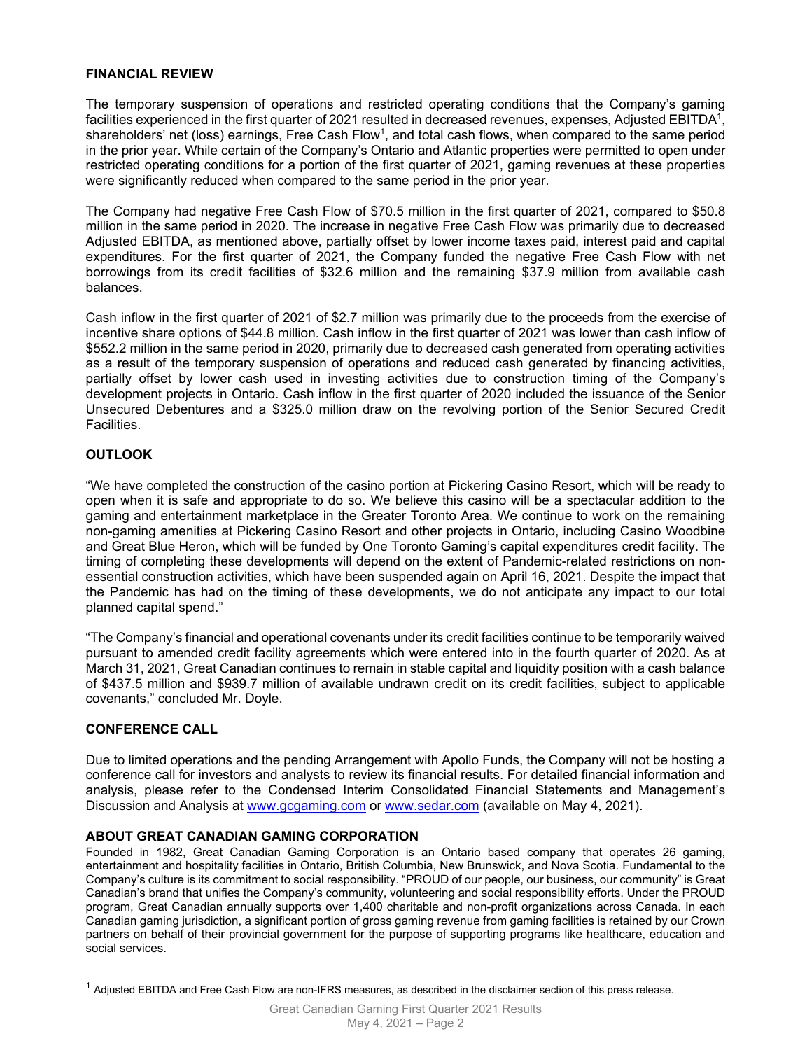## FINANCIAL REVIEW

The temporary suspension of operations and restricted operating conditions that the Company's gaming facilities experienced in the first quarter of 2021 resulted in decreased revenues, expenses, Adjusted EBITDA[1], shareholders' net (loss) earnings, Free Cash Flow[1], and total cash flows, when compared to the same period in the prior year. While certain of the Company's Ontario and Atlantic properties were permitted to open under restricted operating conditions for a portion of the first quarter of 2021, gaming revenues at these properties were significantly reduced when compared to the same period in the prior year.

The Company had negative Free Cash Flow of $70.5 million in the first quarter of 2021, compared to $50.8 million in the same period in 2020. The increase in negative Free Cash Flow was primarily due to decreased Adjusted EBITDA, as mentioned above, partially offset by lower income taxes paid, interest paid and capital expenditures. For the first quarter of 2021, the Company funded the negative Free Cash Flow with net borrowings from its credit facilities of $32.6 million and the remaining $37.9 million from available cash balances.

Cash inflow in the first quarter of 2021 of $2.7 million was primarily due to the proceeds from the exercise of incentive share options of $44.8 million. Cash inflow in the first quarter of 2021 was lower than cash inflow of $552.2 million in the same period in 2020, primarily due to decreased cash generated from operating activities as a result of the temporary suspension of operations and reduced cash generated by financing activities, partially offset by lower cash used in investing activities due to construction timing of the Company's development projects in Ontario. Cash inflow in the first quarter of 2020 included the issuance of the Senior Unsecured Debentures and a $325.0 million draw on the revolving portion of the Senior Secured Credit Facilities.

## OUTLOOK

"We have completed the construction of the casino portion at Pickering Casino Resort, which will be ready to open when it is safe and appropriate to do so. We believe this casino will be a spectacular addition to the gaming and entertainment marketplace in the Greater Toronto Area. We continue to work on the remaining non-gaming amenities at Pickering Casino Resort and other projects in Ontario, including Casino Woodbine and Great Blue Heron, which will be funded by One Toronto Gaming's capital expenditures credit facility. The timing of completing these developments will depend on the extent of Pandemic-related restrictions on non-essential construction activities, which have been suspended again on April 16, 2021. Despite the impact that the Pandemic has had on the timing of these developments, we do not anticipate any impact to our total planned capital spend."

"The Company's financial and operational covenants under its credit facilities continue to be temporarily waived pursuant to amended credit facility agreements which were entered into in the fourth quarter of 2020. As at March 31, 2021, Great Canadian continues to remain in stable capital and liquidity position with a cash balance of $437.5 million and $939.7 million of available undrawn credit on its credit facilities, subject to applicable covenants," concluded Mr. Doyle.

## CONFERENCE CALL

Due to limited operations and the pending Arrangement with Apollo Funds, the Company will not be hosting a conference call for investors and analysts to review its financial results. For detailed financial information and analysis, please refer to the Condensed Interim Consolidated Financial Statements and Management's Discussion and Analysis at www.gcgaming.com or www.sedar.com (available on May 4, 2021).

## ABOUT GREAT CANADIAN GAMING CORPORATION

Founded in 1982, Great Canadian Gaming Corporation is an Ontario based company that operates 26 gaming, entertainment and hospitality facilities in Ontario, British Columbia, New Brunswick, and Nova Scotia. Fundamental to the Company's culture is its commitment to social responsibility. "PROUD of our people, our business, our community" is Great Canadian's brand that unifies the Company's community, volunteering and social responsibility efforts. Under the PROUD program, Great Canadian annually supports over 1,400 charitable and non-profit organizations across Canada. In each Canadian gaming jurisdiction, a significant portion of gross gaming revenue from gaming facilities is retained by our Crown partners on behalf of their provincial government for the purpose of supporting programs like healthcare, education and social services.

[1] Adjusted EBITDA and Free Cash Flow are non-IFRS measures, as described in the disclaimer section of this press release.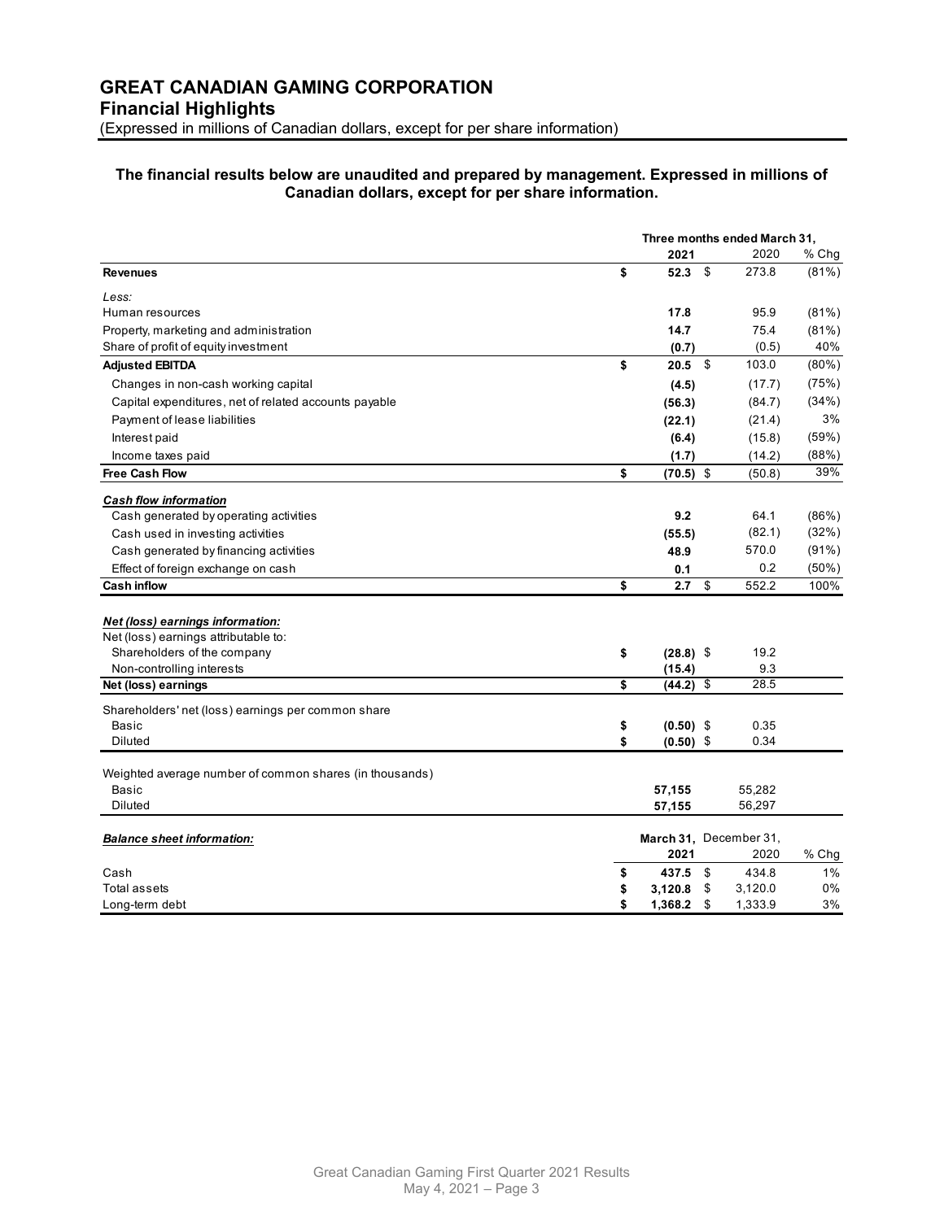# GREAT CANADIAN GAMING CORPORATION

## Financial Highlights

(Expressed in millions of Canadian dollars, except for per share information)

**The financial results below are unaudited and prepared by management. Expressed in millions of Canadian dollars, except for per share information.**

| | Three months ended March 31, | | |
|---|---|---|---|
| | **2021** | 2020 | % Chg |
| **Revenues** | **$ 52.3** | $ 273.8 | (81%) |
| *Less:* | | | |
| Human resources | **17.8** | 95.9 | (81%) |
| Property, marketing and administration | **14.7** | 75.4 | (81%) |
| Share of profit of equity investment | **(0.7)** | (0.5) | 40% |
| **Adjusted EBITDA** | **$ 20.5** | $ 103.0 | (80%) |
| Changes in non-cash working capital | **(4.5)** | (17.7) | (75%) |
| Capital expenditures, net of related accounts payable | **(56.3)** | (84.7) | (34%) |
| Payment of lease liabilities | **(22.1)** | (21.4) | 3% |
| Interest paid | **(6.4)** | (15.8) | (59%) |
| Income taxes paid | **(1.7)** | (14.2) | (88%) |
| **Free Cash Flow** | **$ (70.5)** | $ (50.8) | 39% |
| ***Cash flow information*** | | | |
| Cash generated by operating activities | **9.2** | 64.1 | (86%) |
| Cash used in investing activities | **(55.5)** | (82.1) | (32%) |
| Cash generated by financing activities | **48.9** | 570.0 | (91%) |
| Effect of foreign exchange on cash | **0.1** | 0.2 | (50%) |
| **Cash inflow** | **$ 2.7** | $ 552.2 | 100% |
| ***Net (loss) earnings information:*** | | | |
| Net (loss) earnings attributable to: | | | |
| Shareholders of the company | **$ (28.8)** | $ 19.2 | |
| Non-controlling interests | **(15.4)** | 9.3 | |
| **Net (loss) earnings** | **$ (44.2)** | $ 28.5 | |
| Shareholders' net (loss) earnings per common share | | | |
| Basic | **$ (0.50)** | $ 0.35 | |
| Diluted | **$ (0.50)** | $ 0.34 | |
| Weighted average number of common shares (in thousands) | | | |
| Basic | **57,155** | 55,282 | |
| Diluted | **57,155** | 56,297 | |

| ***Balance sheet information:*** | **March 31, 2021** | December 31, 2020 | % Chg |
|---|---|---|---|
| Cash | **$ 437.5** | $ 434.8 | 1% |
| Total assets | **$ 3,120.8** | $ 3,120.0 | 0% |
| Long-term debt | **$ 1,368.2** | $ 1,333.9 | 3% |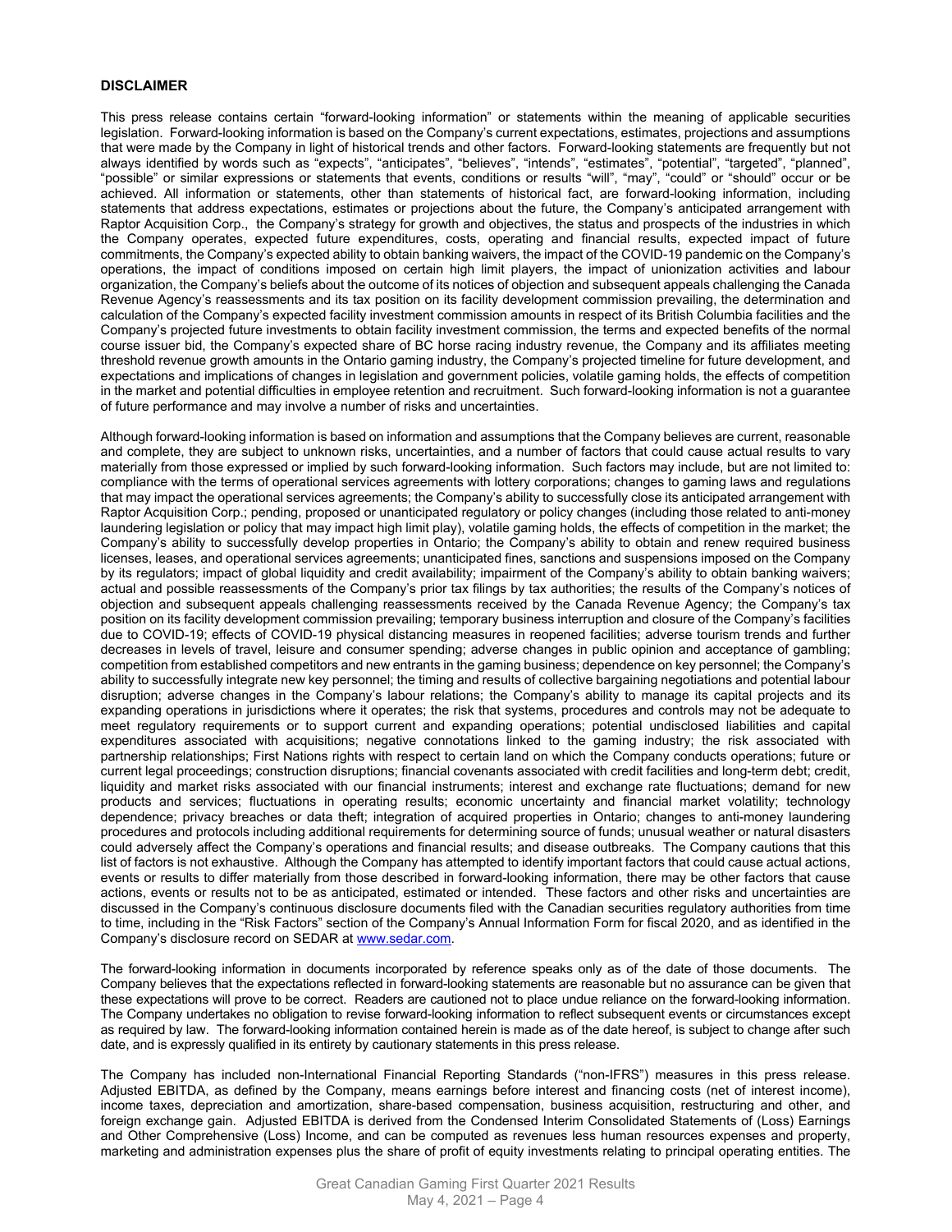**DISCLAIMER**

This press release contains certain "forward-looking information" or statements within the meaning of applicable securities legislation. Forward-looking information is based on the Company's current expectations, estimates, projections and assumptions that were made by the Company in light of historical trends and other factors. Forward-looking statements are frequently but not always identified by words such as "expects", "anticipates", "believes", "intends", "estimates", "potential", "targeted", "planned", "possible" or similar expressions or statements that events, conditions or results "will", "may", "could" or "should" occur or be achieved. All information or statements, other than statements of historical fact, are forward-looking information, including statements that address expectations, estimates or projections about the future, the Company's anticipated arrangement with Raptor Acquisition Corp., the Company's strategy for growth and objectives, the status and prospects of the industries in which the Company operates, expected future expenditures, costs, operating and financial results, expected impact of future commitments, the Company's expected ability to obtain banking waivers, the impact of the COVID-19 pandemic on the Company's operations, the impact of conditions imposed on certain high limit players, the impact of unionization activities and labour organization, the Company's beliefs about the outcome of its notices of objection and subsequent appeals challenging the Canada Revenue Agency's reassessments and its tax position on its facility development commission prevailing, the determination and calculation of the Company's expected facility investment commission amounts in respect of its British Columbia facilities and the Company's projected future investments to obtain facility investment commission, the terms and expected benefits of the normal course issuer bid, the Company's expected share of BC horse racing industry revenue, the Company and its affiliates meeting threshold revenue growth amounts in the Ontario gaming industry, the Company's projected timeline for future development, and expectations and implications of changes in legislation and government policies, volatile gaming holds, the effects of competition in the market and potential difficulties in employee retention and recruitment. Such forward-looking information is not a guarantee of future performance and may involve a number of risks and uncertainties.

Although forward-looking information is based on information and assumptions that the Company believes are current, reasonable and complete, they are subject to unknown risks, uncertainties, and a number of factors that could cause actual results to vary materially from those expressed or implied by such forward-looking information. Such factors may include, but are not limited to: compliance with the terms of operational services agreements with lottery corporations; changes to gaming laws and regulations that may impact the operational services agreements; the Company's ability to successfully close its anticipated arrangement with Raptor Acquisition Corp.; pending, proposed or unanticipated regulatory or policy changes (including those related to anti-money laundering legislation or policy that may impact high limit play), volatile gaming holds, the effects of competition in the market; the Company's ability to successfully develop properties in Ontario; the Company's ability to obtain and renew required business licenses, leases, and operational services agreements; unanticipated fines, sanctions and suspensions imposed on the Company by its regulators; impact of global liquidity and credit availability; impairment of the Company's ability to obtain banking waivers; actual and possible reassessments of the Company's prior tax filings by tax authorities; the results of the Company's notices of objection and subsequent appeals challenging reassessments received by the Canada Revenue Agency; the Company's tax position on its facility development commission prevailing; temporary business interruption and closure of the Company's facilities due to COVID-19; effects of COVID-19 physical distancing measures in reopened facilities; adverse tourism trends and further decreases in levels of travel, leisure and consumer spending; adverse changes in public opinion and acceptance of gambling; competition from established competitors and new entrants in the gaming business; dependence on key personnel; the Company's ability to successfully integrate new key personnel; the timing and results of collective bargaining negotiations and potential labour disruption; adverse changes in the Company's labour relations; the Company's ability to manage its capital projects and its expanding operations in jurisdictions where it operates; the risk that systems, procedures and controls may not be adequate to meet regulatory requirements or to support current and expanding operations; potential undisclosed liabilities and capital expenditures associated with acquisitions; negative connotations linked to the gaming industry; the risk associated with partnership relationships; First Nations rights with respect to certain land on which the Company conducts operations; future or current legal proceedings; construction disruptions; financial covenants associated with credit facilities and long-term debt; credit, liquidity and market risks associated with our financial instruments; interest and exchange rate fluctuations; demand for new products and services; fluctuations in operating results; economic uncertainty and financial market volatility; technology dependence; privacy breaches or data theft; integration of acquired properties in Ontario; changes to anti-money laundering procedures and protocols including additional requirements for determining source of funds; unusual weather or natural disasters could adversely affect the Company's operations and financial results; and disease outbreaks. The Company cautions that this list of factors is not exhaustive. Although the Company has attempted to identify important factors that could cause actual actions, events or results to differ materially from those described in forward-looking information, there may be other factors that cause actions, events or results not to be as anticipated, estimated or intended. These factors and other risks and uncertainties are discussed in the Company's continuous disclosure documents filed with the Canadian securities regulatory authorities from time to time, including in the "Risk Factors" section of the Company's Annual Information Form for fiscal 2020, and as identified in the Company's disclosure record on SEDAR at www.sedar.com.

The forward-looking information in documents incorporated by reference speaks only as of the date of those documents. The Company believes that the expectations reflected in forward-looking statements are reasonable but no assurance can be given that these expectations will prove to be correct. Readers are cautioned not to place undue reliance on the forward-looking information. The Company undertakes no obligation to revise forward-looking information to reflect subsequent events or circumstances except as required by law. The forward-looking information contained herein is made as of the date hereof, is subject to change after such date, and is expressly qualified in its entirety by cautionary statements in this press release.

The Company has included non-International Financial Reporting Standards ("non-IFRS") measures in this press release. Adjusted EBITDA, as defined by the Company, means earnings before interest and financing costs (net of interest income), income taxes, depreciation and amortization, share-based compensation, business acquisition, restructuring and other, and foreign exchange gain. Adjusted EBITDA is derived from the Condensed Interim Consolidated Statements of (Loss) Earnings and Other Comprehensive (Loss) Income, and can be computed as revenues less human resources expenses and property, marketing and administration expenses plus the share of profit of equity investments relating to principal operating entities. The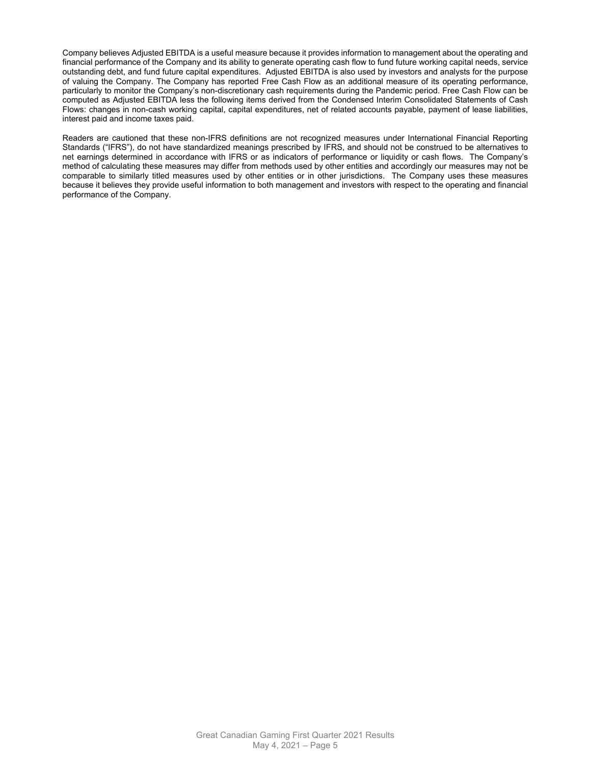Company believes Adjusted EBITDA is a useful measure because it provides information to management about the operating and financial performance of the Company and its ability to generate operating cash flow to fund future working capital needs, service outstanding debt, and fund future capital expenditures. Adjusted EBITDA is also used by investors and analysts for the purpose of valuing the Company. The Company has reported Free Cash Flow as an additional measure of its operating performance, particularly to monitor the Company's non-discretionary cash requirements during the Pandemic period. Free Cash Flow can be computed as Adjusted EBITDA less the following items derived from the Condensed Interim Consolidated Statements of Cash Flows: changes in non-cash working capital, capital expenditures, net of related accounts payable, payment of lease liabilities, interest paid and income taxes paid.

Readers are cautioned that these non-IFRS definitions are not recognized measures under International Financial Reporting Standards ("IFRS"), do not have standardized meanings prescribed by IFRS, and should not be construed to be alternatives to net earnings determined in accordance with IFRS or as indicators of performance or liquidity or cash flows. The Company's method of calculating these measures may differ from methods used by other entities and accordingly our measures may not be comparable to similarly titled measures used by other entities or in other jurisdictions. The Company uses these measures because it believes they provide useful information to both management and investors with respect to the operating and financial performance of the Company.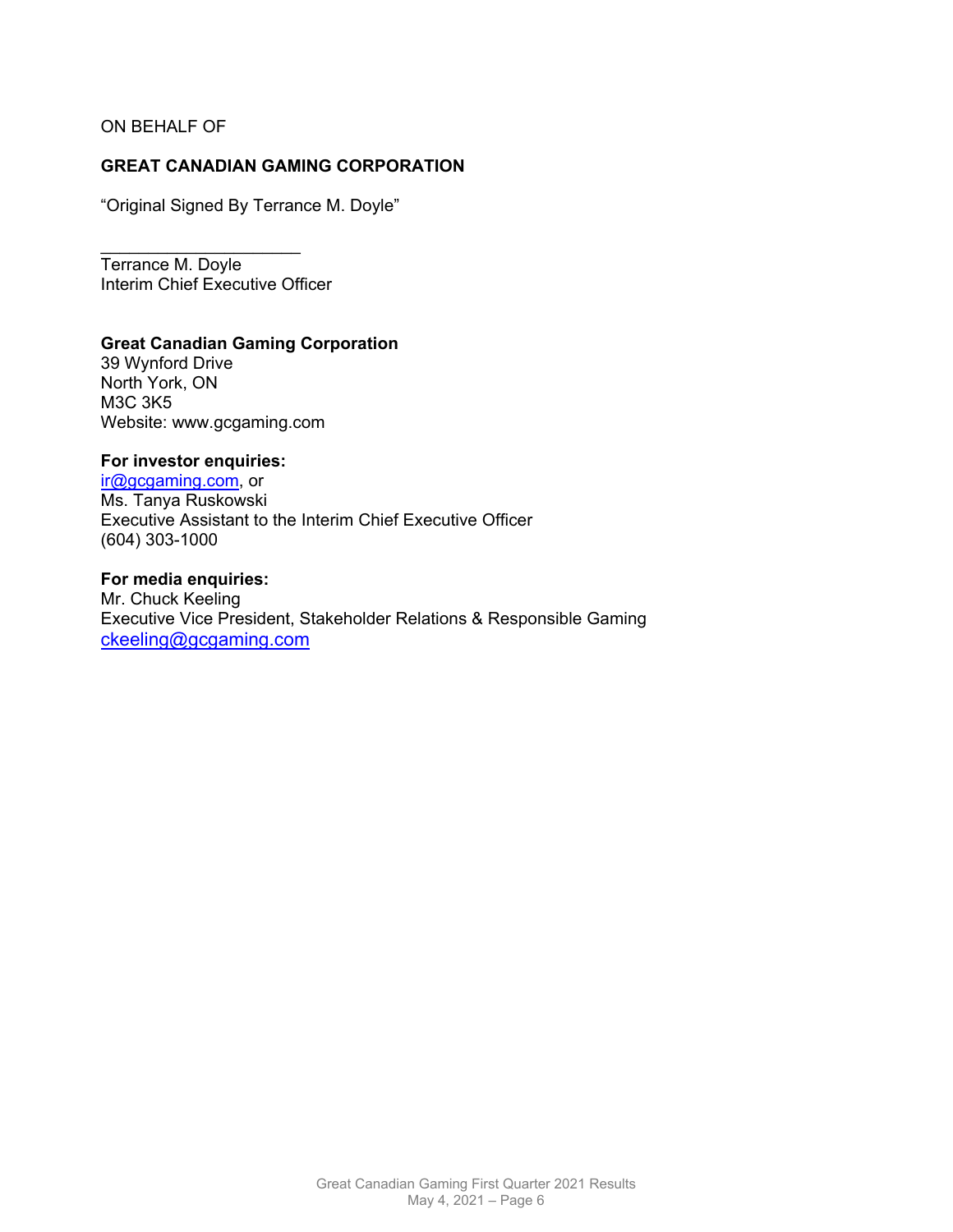ON BEHALF OF

**GREAT CANADIAN GAMING CORPORATION**

"Original Signed By Terrance M. Doyle"

____________________

Terrance M. Doyle
Interim Chief Executive Officer

**Great Canadian Gaming Corporation**
39 Wynford Drive
North York, ON
M3C 3K5
Website: www.gcgaming.com

**For investor enquiries:**
ir@gcgaming.com, or
Ms. Tanya Ruskowski
Executive Assistant to the Interim Chief Executive Officer
(604) 303-1000

**For media enquiries:**
Mr. Chuck Keeling
Executive Vice President, Stakeholder Relations & Responsible Gaming
ckeeling@gcgaming.com